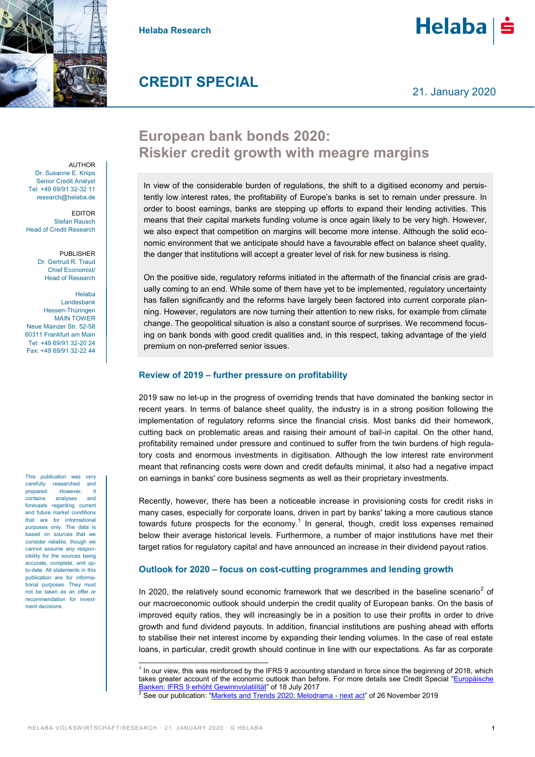Helaba Research

# CREDIT SPECIAL

21. January 2020

AUTHOR
Dr. Susanne E. Knips
Senior Credit Analyst
Tel: +49 69/91 32-32 11
research@helaba.de

EDITOR
Stefan Rausch
Head of Credit Research

PUBLISHER
Dr. Gertrud R. Traud
Chief Economist/
Head of Research

Helaba
Landesbank
Hessen-Thüringen
MAIN TOWER
Neue Mainzer Str. 52-58
60311 Frankfurt am Main
Tel: +49 69/91 32-20 24
Fax: +49 69/91 32-22 44

## European bank bonds 2020: Riskier credit growth with meagre margins

In view of the considerable burden of regulations, the shift to a digitised economy and persistently low interest rates, the profitability of Europe's banks is set to remain under pressure. In order to boost earnings, banks are stepping up efforts to expand their lending activities. This means that their capital markets funding volume is once again likely to be very high. However, we also expect that competition on margins will become more intense. Although the solid economic environment that we anticipate should have a favourable effect on balance sheet quality, the danger that institutions will accept a greater level of risk for new business is rising.

On the positive side, regulatory reforms initiated in the aftermath of the financial crisis are gradually coming to an end. While some of them have yet to be implemented, regulatory uncertainty has fallen significantly and the reforms have largely been factored into current corporate planning. However, regulators are now turning their attention to new risks, for example from climate change. The geopolitical situation is also a constant source of surprises. We recommend focusing on bank bonds with good credit qualities and, in this respect, taking advantage of the yield premium on non-preferred senior issues.

### Review of 2019 – further pressure on profitability

2019 saw no let-up in the progress of overriding trends that have dominated the banking sector in recent years. In terms of balance sheet quality, the industry is in a strong position following the implementation of regulatory reforms since the financial crisis. Most banks did their homework, cutting back on problematic areas and raising their amount of bail-in capital. On the other hand, profitability remained under pressure and continued to suffer from the twin burdens of high regulatory costs and enormous investments in digitisation. Although the low interest rate environment meant that refinancing costs were down and credit defaults minimal, it also had a negative impact on earnings in banks' core business segments as well as their proprietary investments.

Recently, however, there has been a noticeable increase in provisioning costs for credit risks in many cases, especially for corporate loans, driven in part by banks' taking a more cautious stance towards future prospects for the economy.[1] In general, though, credit loss expenses remained below their average historical levels. Furthermore, a number of major institutions have met their target ratios for regulatory capital and have announced an increase in their dividend payout ratios.

### Outlook for 2020 – focus on cost-cutting programmes and lending growth

In 2020, the relatively sound economic framework that we described in the baseline scenario[2] of our macroeconomic outlook should underpin the credit quality of European banks. On the basis of improved equity ratios, they will increasingly be in a position to use their profits in order to drive growth and fund dividend payouts. In addition, financial institutions are pushing ahead with efforts to stabilise their net interest income by expanding their lending volumes. In the case of real estate loans, in particular, credit growth should continue in line with our expectations. As far as corporate

This publication was very carefully researched and prepared. However, it contains analyses and forecasts regarding current and future market conditions that are for informational purposes only. The data is based on sources that we consider reliable, though we cannot assume any responsibility for the sources being accurate, complete, and up-to-date. All statements in this publication are for informational purposes. They must not be taken as an offer or recommendation for investment decisions.

[1] In our view, this was reinforced by the IFRS 9 accounting standard in force since the beginning of 2018, which takes greater account of the economic outlook than before. For more details see Credit Special "Europäische Banken: IFRS 9 erhöht Gewinnvolatilität" of 18 July 2017

[2] See our publication: "Markets and Trends 2020: Melodrama - next act" of 26 November 2019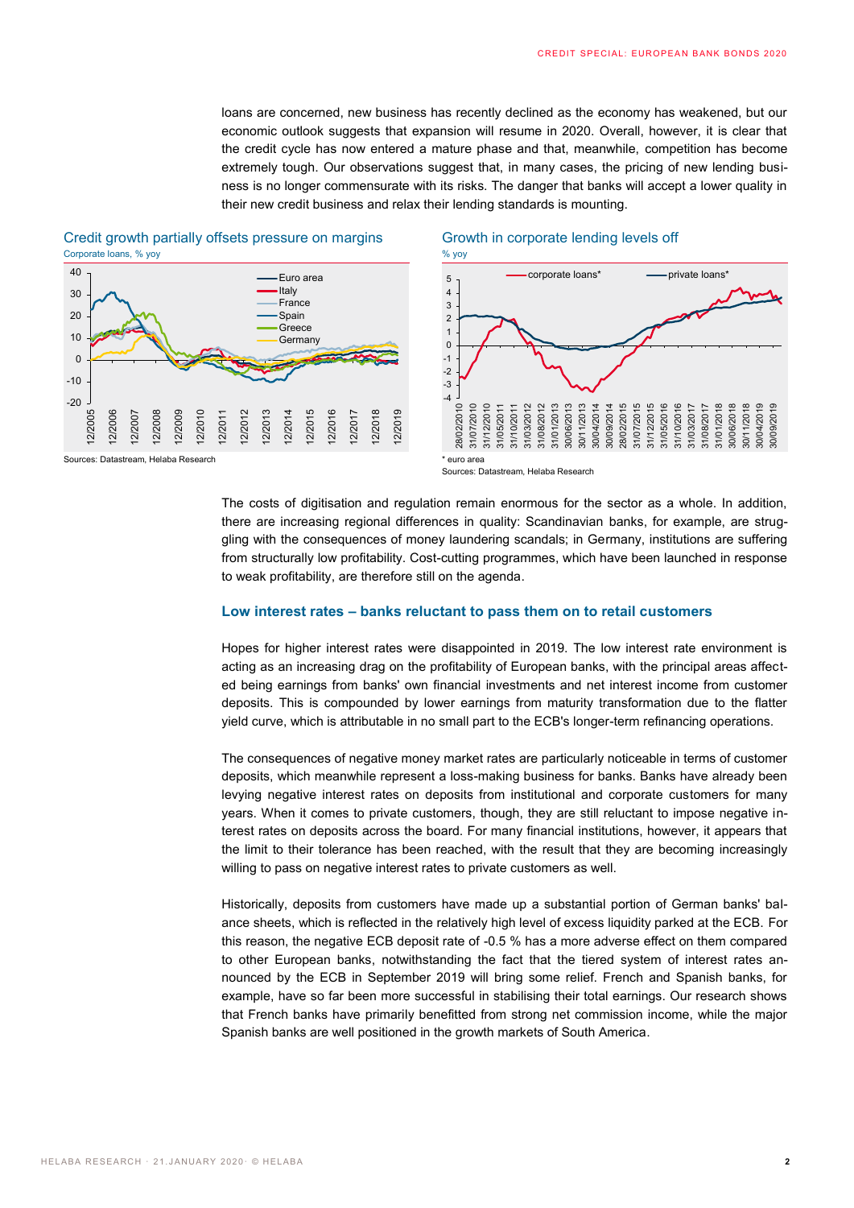loans are concerned, new business has recently declined as the economy has weakened, but our economic outlook suggests that expansion will resume in 2020. Overall, however, it is clear that the credit cycle has now entered a mature phase and that, meanwhile, competition has become extremely tough. Our observations suggest that, in many cases, the pricing of new lending business is no longer commensurate with its risks. The danger that banks will accept a lower quality in their new credit business and relax their lending standards is mounting.

**Credit growth partially offsets pressure on margins**

Corporate loans, % yoy

Sources: Datastream, Helaba Research

**Growth in corporate lending levels off**

% yoy

* euro area

Sources: Datastream, Helaba Research

The costs of digitisation and regulation remain enormous for the sector as a whole. In addition, there are increasing regional differences in quality: Scandinavian banks, for example, are struggling with the consequences of money laundering scandals; in Germany, institutions are suffering from structurally low profitability. Cost-cutting programmes, which have been launched in response to weak profitability, are therefore still on the agenda.

## Low interest rates – banks reluctant to pass them on to retail customers

Hopes for higher interest rates were disappointed in 2019. The low interest rate environment is acting as an increasing drag on the profitability of European banks, with the principal areas affected being earnings from banks' own financial investments and net interest income from customer deposits. This is compounded by lower earnings from maturity transformation due to the flatter yield curve, which is attributable in no small part to the ECB's longer-term refinancing operations.

The consequences of negative money market rates are particularly noticeable in terms of customer deposits, which meanwhile represent a loss-making business for banks. Banks have already been levying negative interest rates on deposits from institutional and corporate customers for many years. When it comes to private customers, though, they are still reluctant to impose negative interest rates on deposits across the board. For many financial institutions, however, it appears that the limit to their tolerance has been reached, with the result that they are becoming increasingly willing to pass on negative interest rates to private customers as well.

Historically, deposits from customers have made up a substantial portion of German banks' balance sheets, which is reflected in the relatively high level of excess liquidity parked at the ECB. For this reason, the negative ECB deposit rate of -0.5 % has a more adverse effect on them compared to other European banks, notwithstanding the fact that the tiered system of interest rates announced by the ECB in September 2019 will bring some relief. French and Spanish banks, for example, have so far been more successful in stabilising their total earnings. Our research shows that French banks have primarily benefitted from strong net commission income, while the major Spanish banks are well positioned in the growth markets of South America.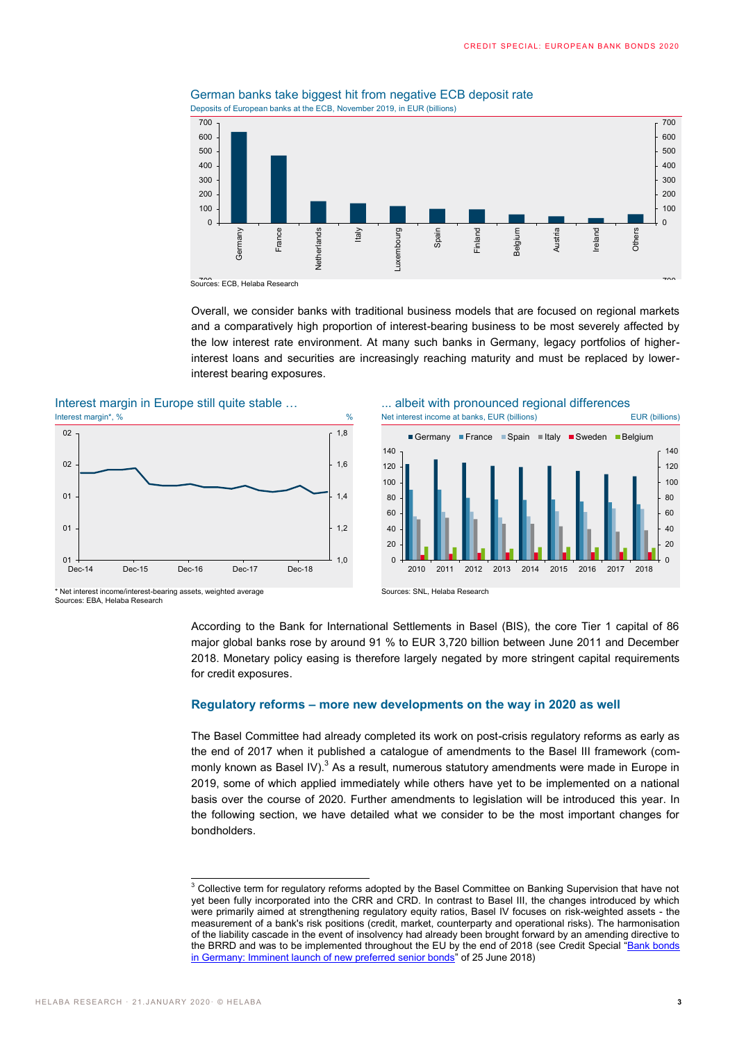German banks take biggest hit from negative ECB deposit rate

Deposits of European banks at the ECB, November 2019, in EUR (billions)

Sources: ECB, Helaba Research

Overall, we consider banks with traditional business models that are focused on regional markets and a comparatively high proportion of interest-bearing business to be most severely affected by the low interest rate environment. At many such banks in Germany, legacy portfolios of higher-interest loans and securities are increasingly reaching maturity and must be replaced by lower-interest bearing exposures.

Interest margin in Europe still quite stable …

Interest margin*, %

\* Net interest income/interest-bearing assets, weighted average
Sources: EBA, Helaba Research

... albeit with pronounced regional differences

Net interest income at banks, EUR (billions)

Sources: SNL, Helaba Research

According to the Bank for International Settlements in Basel (BIS), the core Tier 1 capital of 86 major global banks rose by around 91 % to EUR 3,720 billion between June 2011 and December 2018. Monetary policy easing is therefore largely negated by more stringent capital requirements for credit exposures.

## Regulatory reforms – more new developments on the way in 2020 as well

The Basel Committee had already completed its work on post-crisis regulatory reforms as early as the end of 2017 when it published a catalogue of amendments to the Basel III framework (commonly known as Basel IV).[3] As a result, numerous statutory amendments were made in Europe in 2019, some of which applied immediately while others have yet to be implemented on a national basis over the course of 2020. Further amendments to legislation will be introduced this year. In the following section, we have detailed what we consider to be the most important changes for bondholders.

---

[3] Collective term for regulatory reforms adopted by the Basel Committee on Banking Supervision that have not yet been fully incorporated into the CRR and CRD. In contrast to Basel III, the changes introduced by which were primarily aimed at strengthening regulatory equity ratios, Basel IV focuses on risk-weighted assets - the measurement of a bank's risk positions (credit, market, counterparty and operational risks). The harmonisation of the liability cascade in the event of insolvency had already been brought forward by an amending directive to the BRRD and was to be implemented throughout the EU by the end of 2018 (see Credit Special "Bank bonds in Germany: Imminent launch of new preferred senior bonds" of 25 June 2018)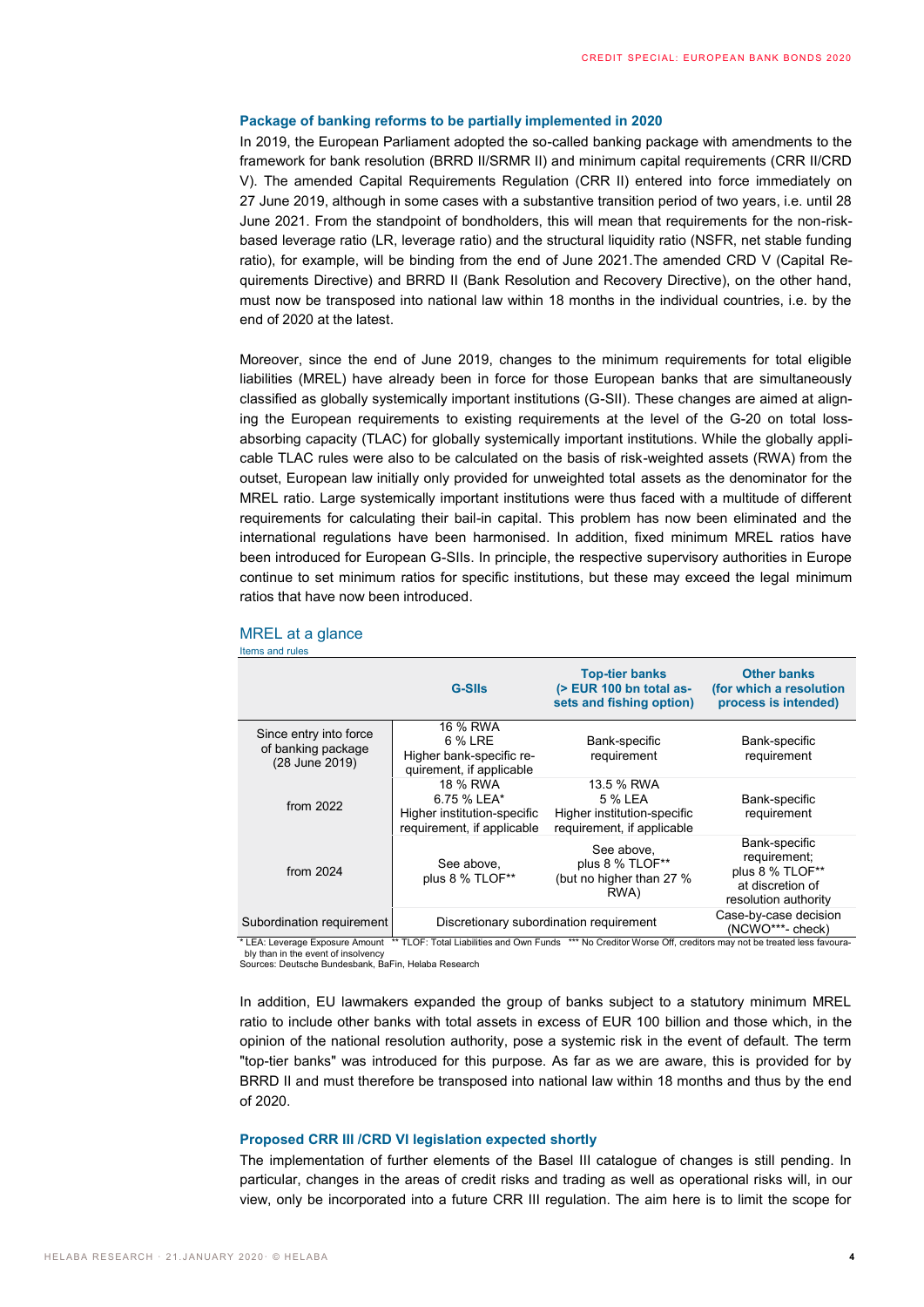### Package of banking reforms to be partially implemented in 2020

In 2019, the European Parliament adopted the so-called banking package with amendments to the framework for bank resolution (BRRD II/SRMR II) and minimum capital requirements (CRR II/CRD V). The amended Capital Requirements Regulation (CRR II) entered into force immediately on 27 June 2019, although in some cases with a substantive transition period of two years, i.e. until 28 June 2021. From the standpoint of bondholders, this will mean that requirements for the non-risk-based leverage ratio (LR, leverage ratio) and the structural liquidity ratio (NSFR, net stable funding ratio), for example, will be binding from the end of June 2021.The amended CRD V (Capital Requirements Directive) and BRRD II (Bank Resolution and Recovery Directive), on the other hand, must now be transposed into national law within 18 months in the individual countries, i.e. by the end of 2020 at the latest.

Moreover, since the end of June 2019, changes to the minimum requirements for total eligible liabilities (MREL) have already been in force for those European banks that are simultaneously classified as globally systemically important institutions (G-SII). These changes are aimed at aligning the European requirements to existing requirements at the level of the G-20 on total loss-absorbing capacity (TLAC) for globally systemically important institutions. While the globally applicable TLAC rules were also to be calculated on the basis of risk-weighted assets (RWA) from the outset, European law initially only provided for unweighted total assets as the denominator for the MREL ratio. Large systemically important institutions were thus faced with a multitude of different requirements for calculating their bail-in capital. This problem has now been eliminated and the international regulations have been harmonised. In addition, fixed minimum MREL ratios have been introduced for European G-SIIs. In principle, the respective supervisory authorities in Europe continue to set minimum ratios for specific institutions, but these may exceed the legal minimum ratios that have now been introduced.

MREL at a glance

Items and rules

| | G-SIIs | Top-tier banks (> EUR 100 bn total assets and fishing option) | Other banks (for which a resolution process is intended) |
|---|---|---|---|
| Since entry into force of banking package (28 June 2019) | 16 % RWA<br>6 % LRE<br>Higher bank-specific requirement, if applicable | Bank-specific requirement | Bank-specific requirement |
| from 2022 | 18 % RWA<br>6.75 % LEA*<br>Higher institution-specific requirement, if applicable | 13.5 % RWA<br>5 % LEA<br>Higher institution-specific requirement, if applicable | Bank-specific requirement |
| from 2024 | See above, plus 8 % TLOF** | See above, plus 8 % TLOF** (but no higher than 27 % RWA) | Bank-specific requirement; plus 8 % TLOF** at discretion of resolution authority |
| Subordination requirement | Discretionary subordination requirement | | Case-by-case decision (NCWO***- check) |

\* LEA: Leverage Exposure Amount ** TLOF: Total Liabilities and Own Funds *** No Creditor Worse Off, creditors may not be treated less favourably than in the event of insolvency

Sources: Deutsche Bundesbank, BaFin, Helaba Research

In addition, EU lawmakers expanded the group of banks subject to a statutory minimum MREL ratio to include other banks with total assets in excess of EUR 100 billion and those which, in the opinion of the national resolution authority, pose a systemic risk in the event of default. The term "top-tier banks" was introduced for this purpose. As far as we are aware, this is provided for by BRRD II and must therefore be transposed into national law within 18 months and thus by the end of 2020.

### Proposed CRR III /CRD VI legislation expected shortly

The implementation of further elements of the Basel III catalogue of changes is still pending. In particular, changes in the areas of credit risks and trading as well as operational risks will, in our view, only be incorporated into a future CRR III regulation. The aim here is to limit the scope for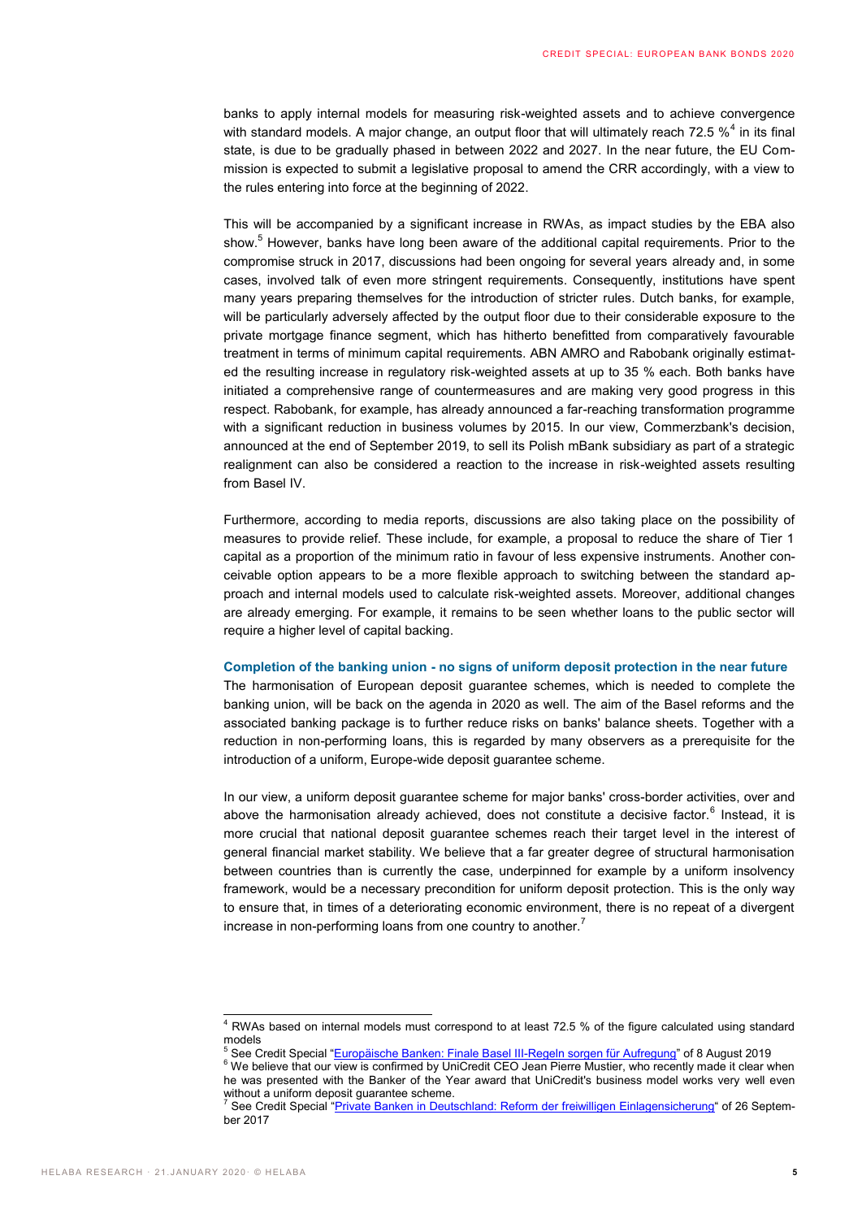banks to apply internal models for measuring risk-weighted assets and to achieve convergence with standard models. A major change, an output floor that will ultimately reach 72.5 %[4] in its final state, is due to be gradually phased in between 2022 and 2027. In the near future, the EU Commission is expected to submit a legislative proposal to amend the CRR accordingly, with a view to the rules entering into force at the beginning of 2022.

This will be accompanied by a significant increase in RWAs, as impact studies by the EBA also show.[5] However, banks have long been aware of the additional capital requirements. Prior to the compromise struck in 2017, discussions had been ongoing for several years already and, in some cases, involved talk of even more stringent requirements. Consequently, institutions have spent many years preparing themselves for the introduction of stricter rules. Dutch banks, for example, will be particularly adversely affected by the output floor due to their considerable exposure to the private mortgage finance segment, which has hitherto benefitted from comparatively favourable treatment in terms of minimum capital requirements. ABN AMRO and Rabobank originally estimated the resulting increase in regulatory risk-weighted assets at up to 35 % each. Both banks have initiated a comprehensive range of countermeasures and are making very good progress in this respect. Rabobank, for example, has already announced a far-reaching transformation programme with a significant reduction in business volumes by 2015. In our view, Commerzbank's decision, announced at the end of September 2019, to sell its Polish mBank subsidiary as part of a strategic realignment can also be considered a reaction to the increase in risk-weighted assets resulting from Basel IV.

Furthermore, according to media reports, discussions are also taking place on the possibility of measures to provide relief. These include, for example, a proposal to reduce the share of Tier 1 capital as a proportion of the minimum ratio in favour of less expensive instruments. Another conceivable option appears to be a more flexible approach to switching between the standard approach and internal models used to calculate risk-weighted assets. Moreover, additional changes are already emerging. For example, it remains to be seen whether loans to the public sector will require a higher level of capital backing.

**Completion of the banking union - no signs of uniform deposit protection in the near future**

The harmonisation of European deposit guarantee schemes, which is needed to complete the banking union, will be back on the agenda in 2020 as well. The aim of the Basel reforms and the associated banking package is to further reduce risks on banks' balance sheets. Together with a reduction in non-performing loans, this is regarded by many observers as a prerequisite for the introduction of a uniform, Europe-wide deposit guarantee scheme.

In our view, a uniform deposit guarantee scheme for major banks' cross-border activities, over and above the harmonisation already achieved, does not constitute a decisive factor.[6] Instead, it is more crucial that national deposit guarantee schemes reach their target level in the interest of general financial market stability. We believe that a far greater degree of structural harmonisation between countries than is currently the case, underpinned for example by a uniform insolvency framework, would be a necessary precondition for uniform deposit protection. This is the only way to ensure that, in times of a deteriorating economic environment, there is no repeat of a divergent increase in non-performing loans from one country to another.[7]

---

[4] RWAs based on internal models must correspond to at least 72.5 % of the figure calculated using standard models

[5] See Credit Special "Europäische Banken: Finale Basel III-Regeln sorgen für Aufregung" of 8 August 2019

[6] We believe that our view is confirmed by UniCredit CEO Jean Pierre Mustier, who recently made it clear when he was presented with the Banker of the Year award that UniCredit's business model works very well even without a uniform deposit guarantee scheme.

[7] See Credit Special "Private Banken in Deutschland: Reform der freiwilligen Einlagensicherung" of 26 September 2017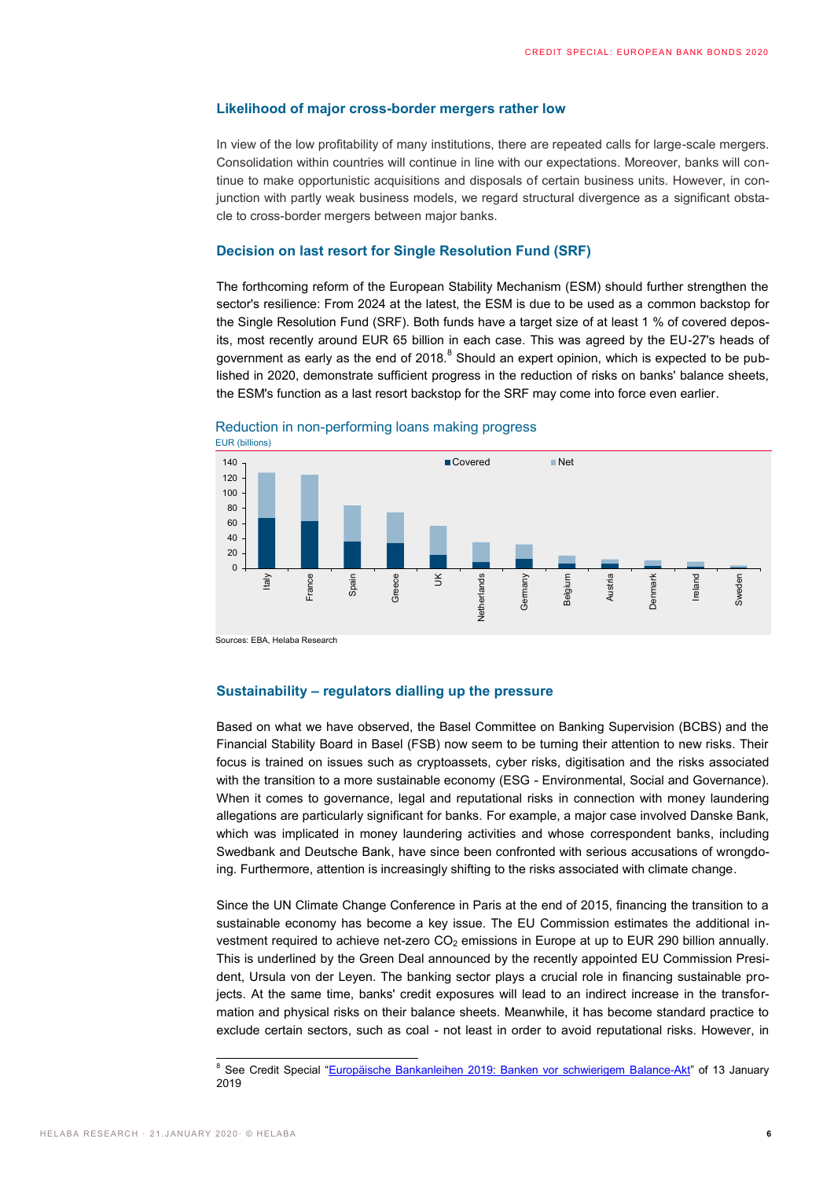### Likelihood of major cross-border mergers rather low

In view of the low profitability of many institutions, there are repeated calls for large-scale mergers. Consolidation within countries will continue in line with our expectations. Moreover, banks will continue to make opportunistic acquisitions and disposals of certain business units. However, in conjunction with partly weak business models, we regard structural divergence as a significant obstacle to cross-border mergers between major banks.

### Decision on last resort for Single Resolution Fund (SRF)

The forthcoming reform of the European Stability Mechanism (ESM) should further strengthen the sector's resilience: From 2024 at the latest, the ESM is due to be used as a common backstop for the Single Resolution Fund (SRF). Both funds have a target size of at least 1 % of covered deposits, most recently around EUR 65 billion in each case. This was agreed by the EU-27's heads of government as early as the end of 2018.[8] Should an expert opinion, which is expected to be published in 2020, demonstrate sufficient progress in the reduction of risks on banks' balance sheets, the ESM's function as a last resort backstop for the SRF may come into force even earlier.

Reduction in non-performing loans making progress

EUR (billions)

Sources: EBA, Helaba Research

### Sustainability – regulators dialling up the pressure

Based on what we have observed, the Basel Committee on Banking Supervision (BCBS) and the Financial Stability Board in Basel (FSB) now seem to be turning their attention to new risks. Their focus is trained on issues such as cryptoassets, cyber risks, digitisation and the risks associated with the transition to a more sustainable economy (ESG - Environmental, Social and Governance). When it comes to governance, legal and reputational risks in connection with money laundering allegations are particularly significant for banks. For example, a major case involved Danske Bank, which was implicated in money laundering activities and whose correspondent banks, including Swedbank and Deutsche Bank, have since been confronted with serious accusations of wrongdoing. Furthermore, attention is increasingly shifting to the risks associated with climate change.

Since the UN Climate Change Conference in Paris at the end of 2015, financing the transition to a sustainable economy has become a key issue. The EU Commission estimates the additional investment required to achieve net-zero $CO_2$ emissions in Europe at up to EUR 290 billion annually. This is underlined by the Green Deal announced by the recently appointed EU Commission President, Ursula von der Leyen. The banking sector plays a crucial role in financing sustainable projects. At the same time, banks' credit exposures will lead to an indirect increase in the transformation and physical risks on their balance sheets. Meanwhile, it has become standard practice to exclude certain sectors, such as coal - not least in order to avoid reputational risks. However, in

---

[8] See Credit Special "Europäische Bankanleihen 2019: Banken vor schwierigem Balance-Akt" of 13 January 2019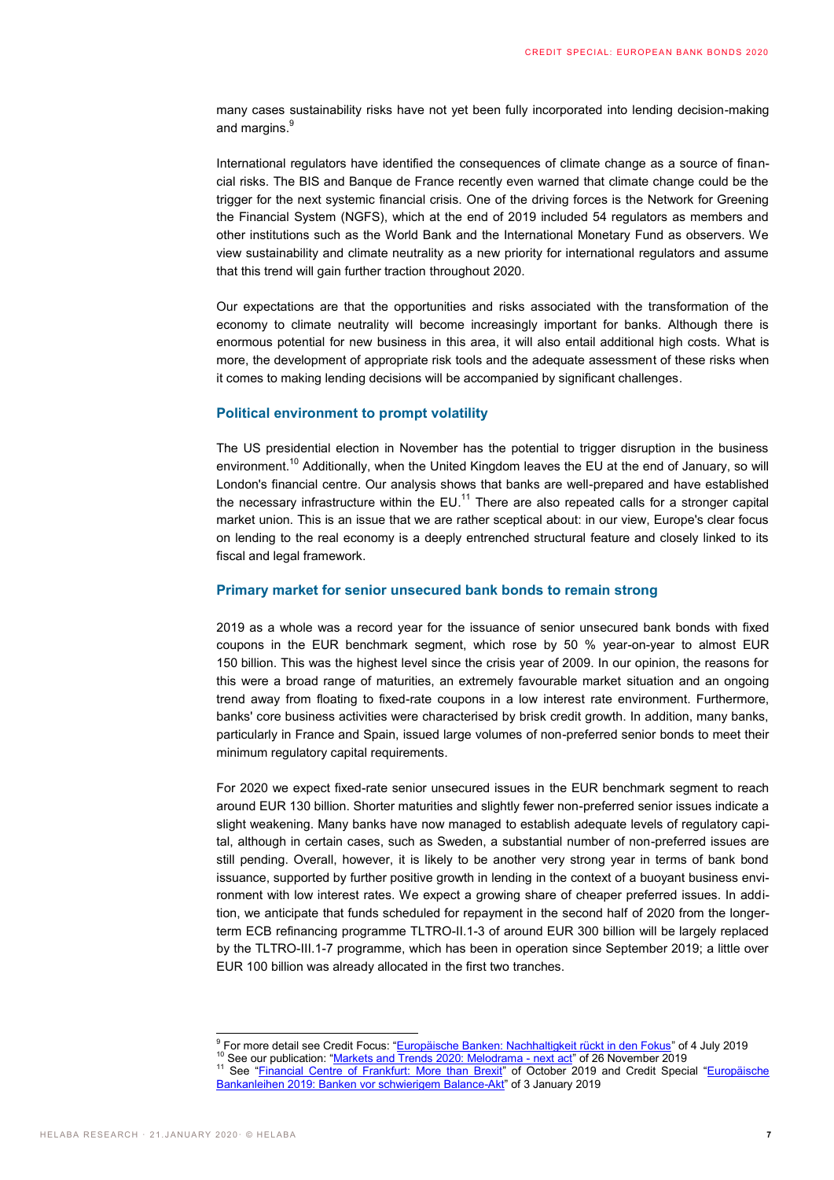many cases sustainability risks have not yet been fully incorporated into lending decision-making and margins.[9]

International regulators have identified the consequences of climate change as a source of financial risks. The BIS and Banque de France recently even warned that climate change could be the trigger for the next systemic financial crisis. One of the driving forces is the Network for Greening the Financial System (NGFS), which at the end of 2019 included 54 regulators as members and other institutions such as the World Bank and the International Monetary Fund as observers. We view sustainability and climate neutrality as a new priority for international regulators and assume that this trend will gain further traction throughout 2020.

Our expectations are that the opportunities and risks associated with the transformation of the economy to climate neutrality will become increasingly important for banks. Although there is enormous potential for new business in this area, it will also entail additional high costs. What is more, the development of appropriate risk tools and the adequate assessment of these risks when it comes to making lending decisions will be accompanied by significant challenges.

### Political environment to prompt volatility

The US presidential election in November has the potential to trigger disruption in the business environment.[10] Additionally, when the United Kingdom leaves the EU at the end of January, so will London's financial centre. Our analysis shows that banks are well-prepared and have established the necessary infrastructure within the EU.[11] There are also repeated calls for a stronger capital market union. This is an issue that we are rather sceptical about: in our view, Europe's clear focus on lending to the real economy is a deeply entrenched structural feature and closely linked to its fiscal and legal framework.

### Primary market for senior unsecured bank bonds to remain strong

2019 as a whole was a record year for the issuance of senior unsecured bank bonds with fixed coupons in the EUR benchmark segment, which rose by 50 % year-on-year to almost EUR 150 billion. This was the highest level since the crisis year of 2009. In our opinion, the reasons for this were a broad range of maturities, an extremely favourable market situation and an ongoing trend away from floating to fixed-rate coupons in a low interest rate environment. Furthermore, banks' core business activities were characterised by brisk credit growth. In addition, many banks, particularly in France and Spain, issued large volumes of non-preferred senior bonds to meet their minimum regulatory capital requirements.

For 2020 we expect fixed-rate senior unsecured issues in the EUR benchmark segment to reach around EUR 130 billion. Shorter maturities and slightly fewer non-preferred senior issues indicate a slight weakening. Many banks have now managed to establish adequate levels of regulatory capital, although in certain cases, such as Sweden, a substantial number of non-preferred issues are still pending. Overall, however, it is likely to be another very strong year in terms of bank bond issuance, supported by further positive growth in lending in the context of a buoyant business environment with low interest rates. We expect a growing share of cheaper preferred issues. In addition, we anticipate that funds scheduled for repayment in the second half of 2020 from the longer-term ECB refinancing programme TLTRO-II.1-3 of around EUR 300 billion will be largely replaced by the TLTRO-III.1-7 programme, which has been in operation since September 2019; a little over EUR 100 billion was already allocated in the first two tranches.

---

[9] For more detail see Credit Focus: "Europäische Banken: Nachhaltigkeit rückt in den Fokus" of 4 July 2019

[10] See our publication: "Markets and Trends 2020: Melodrama - next act" of 26 November 2019

[11] See "Financial Centre of Frankfurt: More than Brexit" of October 2019 and Credit Special "Europäische Bankanleihen 2019: Banken vor schwierigem Balance-Akt" of 3 January 2019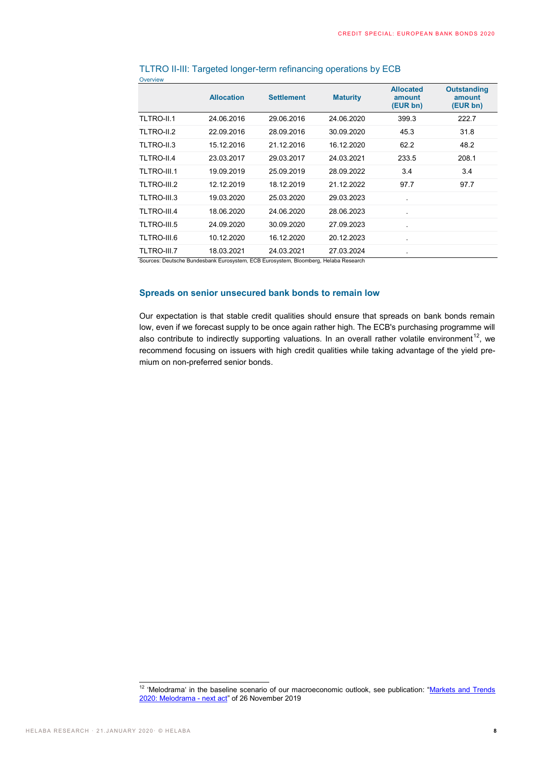TLTRO II-III: Targeted longer-term refinancing operations by ECB

Overview

| | Allocation | Settlement | Maturity | Allocated amount (EUR bn) | Outstanding amount (EUR bn) |
|---|---|---|---|---|---|
| TLTRO-II.1 | 24.06.2016 | 29.06.2016 | 24.06.2020 | 399.3 | 222.7 |
| TLTRO-II.2 | 22.09.2016 | 28.09.2016 | 30.09.2020 | 45.3 | 31.8 |
| TLTRO-II.3 | 15.12.2016 | 21.12.2016 | 16.12.2020 | 62.2 | 48.2 |
| TLTRO-II.4 | 23.03.2017 | 29.03.2017 | 24.03.2021 | 233.5 | 208.1 |
| TLTRO-III.1 | 19.09.2019 | 25.09.2019 | 28.09.2022 | 3.4 | 3.4 |
| TLTRO-III.2 | 12.12.2019 | 18.12.2019 | 21.12.2022 | 97.7 | 97.7 |
| TLTRO-III.3 | 19.03.2020 | 25.03.2020 | 29.03.2023 | . | |
| TLTRO-III.4 | 18.06.2020 | 24.06.2020 | 28.06.2023 | . | |
| TLTRO-III.5 | 24.09.2020 | 30.09.2020 | 27.09.2023 | . | |
| TLTRO-III.6 | 10.12.2020 | 16.12.2020 | 20.12.2023 | . | |
| TLTRO-III.7 | 18.03.2021 | 24.03.2021 | 27.03.2024 | . | |

Sources: Deutsche Bundesbank Eurosystem, ECB Eurosystem, Bloomberg, Helaba Research

## Spreads on senior unsecured bank bonds to remain low

Our expectation is that stable credit qualities should ensure that spreads on bank bonds remain low, even if we forecast supply to be once again rather high. The ECB's purchasing programme will also contribute to indirectly supporting valuations. In an overall rather volatile environment[12], we recommend focusing on issuers with high credit qualities while taking advantage of the yield premium on non-preferred senior bonds.

[12] 'Melodrama' in the baseline scenario of our macroeconomic outlook, see publication: "Markets and Trends 2020: Melodrama - next act" of 26 November 2019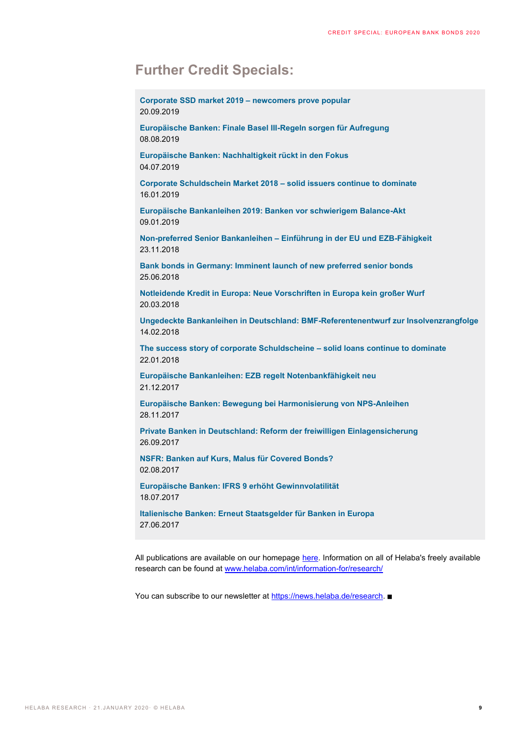## Further Credit Specials:

**Corporate SSD market 2019 – newcomers prove popular**
20.09.2019

**Europäische Banken: Finale Basel III-Regeln sorgen für Aufregung**
08.08.2019

**Europäische Banken: Nachhaltigkeit rückt in den Fokus**
04.07.2019

**Corporate Schuldschein Market 2018 – solid issuers continue to dominate**
16.01.2019

**Europäische Bankanleihen 2019: Banken vor schwierigem Balance-Akt**
09.01.2019

**Non-preferred Senior Bankanleihen – Einführung in der EU und EZB-Fähigkeit**
23.11.2018

**Bank bonds in Germany: Imminent launch of new preferred senior bonds**
25.06.2018

**Notleidende Kredit in Europa: Neue Vorschriften in Europa kein großer Wurf**
20.03.2018

**Ungedeckte Bankanleihen in Deutschland: BMF-Referentenentwurf zur Insolvenzrangfolge**
14.02.2018

**The success story of corporate Schuldscheine – solid loans continue to dominate**
22.01.2018

**Europäische Bankanleihen: EZB regelt Notenbankfähigkeit neu**
21.12.2017

**Europäische Banken: Bewegung bei Harmonisierung von NPS-Anleihen**
28.11.2017

**Private Banken in Deutschland: Reform der freiwilligen Einlagensicherung**
26.09.2017

**NSFR: Banken auf Kurs, Malus für Covered Bonds?**
02.08.2017

**Europäische Banken: IFRS 9 erhöht Gewinnvolatilität**
18.07.2017

**Italienische Banken: Erneut Staatsgelder für Banken in Europa**
27.06.2017

All publications are available on our homepage here. Information on all of Helaba's freely available research can be found at www.helaba.com/int/information-for/research/

You can subscribe to our newsletter at https://news.helaba.de/research. ■